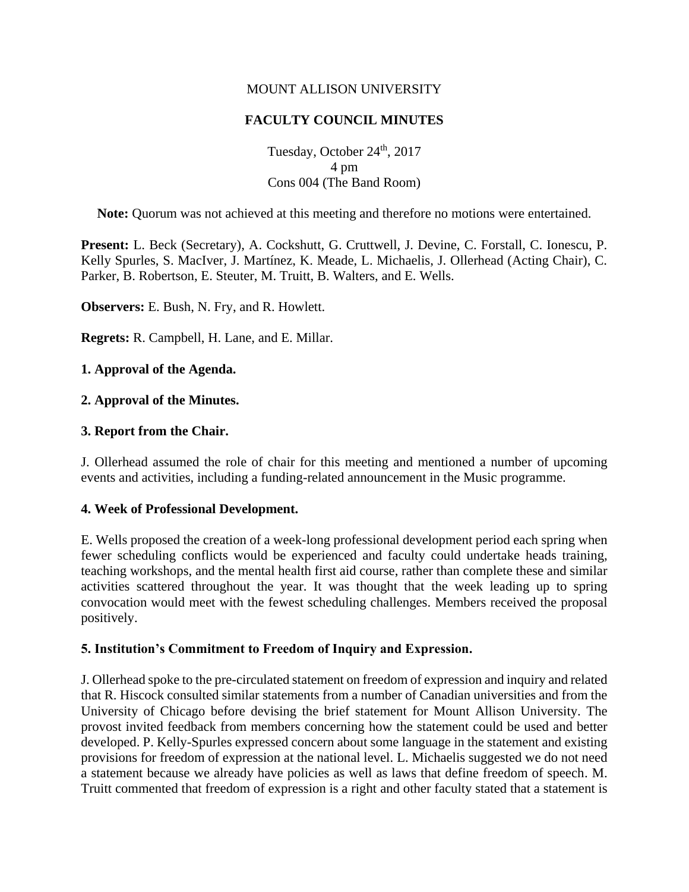MOUNT ALLISON UNIVERSITY

**FACULTY COUNCIL MINUTES**

Tuesday, October 24th, 2017
4 pm
Cons 004 (The Band Room)

**Note:** Quorum was not achieved at this meeting and therefore no motions were entertained.

**Present:** L. Beck (Secretary), A. Cockshutt, G. Cruttwell, J. Devine, C. Forstall, C. Ionescu, P. Kelly Spurles, S. MacIver, J. Martínez, K. Meade, L. Michaelis, J. Ollerhead (Acting Chair), C. Parker, B. Robertson, E. Steuter, M. Truitt, B. Walters, and E. Wells.

**Observers:** E. Bush, N. Fry, and R. Howlett.

**Regrets:** R. Campbell, H. Lane, and E. Millar.

**1. Approval of the Agenda.**

**2. Approval of the Minutes.**

**3. Report from the Chair.**

J. Ollerhead assumed the role of chair for this meeting and mentioned a number of upcoming events and activities, including a funding-related announcement in the Music programme.

**4. Week of Professional Development.**

E. Wells proposed the creation of a week-long professional development period each spring when fewer scheduling conflicts would be experienced and faculty could undertake heads training, teaching workshops, and the mental health first aid course, rather than complete these and similar activities scattered throughout the year. It was thought that the week leading up to spring convocation would meet with the fewest scheduling challenges. Members received the proposal positively.

**5. Institution's Commitment to Freedom of Inquiry and Expression.**

J. Ollerhead spoke to the pre-circulated statement on freedom of expression and inquiry and related that R. Hiscock consulted similar statements from a number of Canadian universities and from the University of Chicago before devising the brief statement for Mount Allison University. The provost invited feedback from members concerning how the statement could be used and better developed. P. Kelly-Spurles expressed concern about some language in the statement and existing provisions for freedom of expression at the national level. L. Michaelis suggested we do not need a statement because we already have policies as well as laws that define freedom of speech. M. Truitt commented that freedom of expression is a right and other faculty stated that a statement is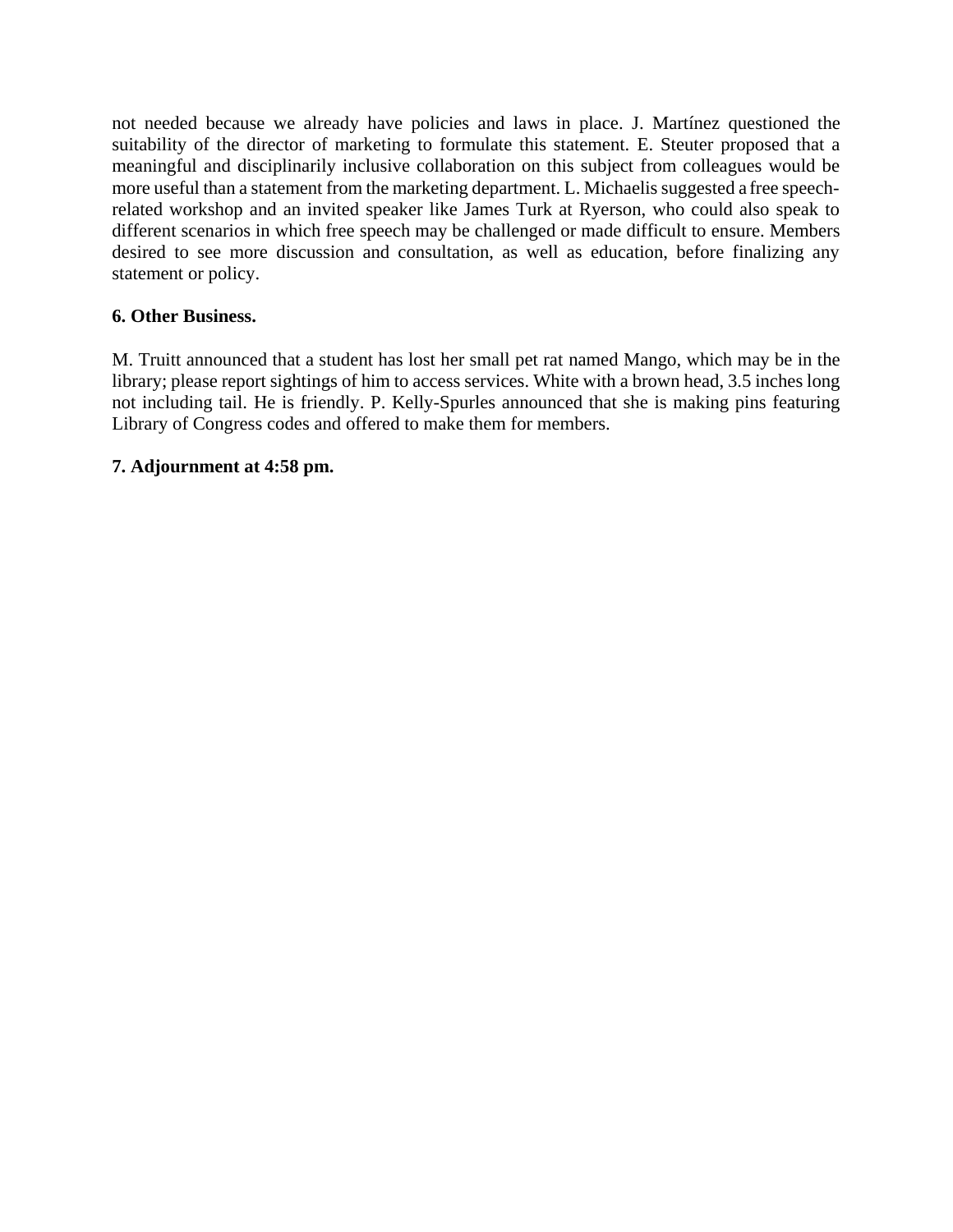not needed because we already have policies and laws in place. J. Martínez questioned the suitability of the director of marketing to formulate this statement. E. Steuter proposed that a meaningful and disciplinarily inclusive collaboration on this subject from colleagues would be more useful than a statement from the marketing department. L. Michaelis suggested a free speech-related workshop and an invited speaker like James Turk at Ryerson, who could also speak to different scenarios in which free speech may be challenged or made difficult to ensure. Members desired to see more discussion and consultation, as well as education, before finalizing any statement or policy.

**6. Other Business.**

M. Truitt announced that a student has lost her small pet rat named Mango, which may be in the library; please report sightings of him to access services. White with a brown head, 3.5 inches long not including tail. He is friendly. P. Kelly-Spurles announced that she is making pins featuring Library of Congress codes and offered to make them for members.

**7. Adjournment at 4:58 pm.**